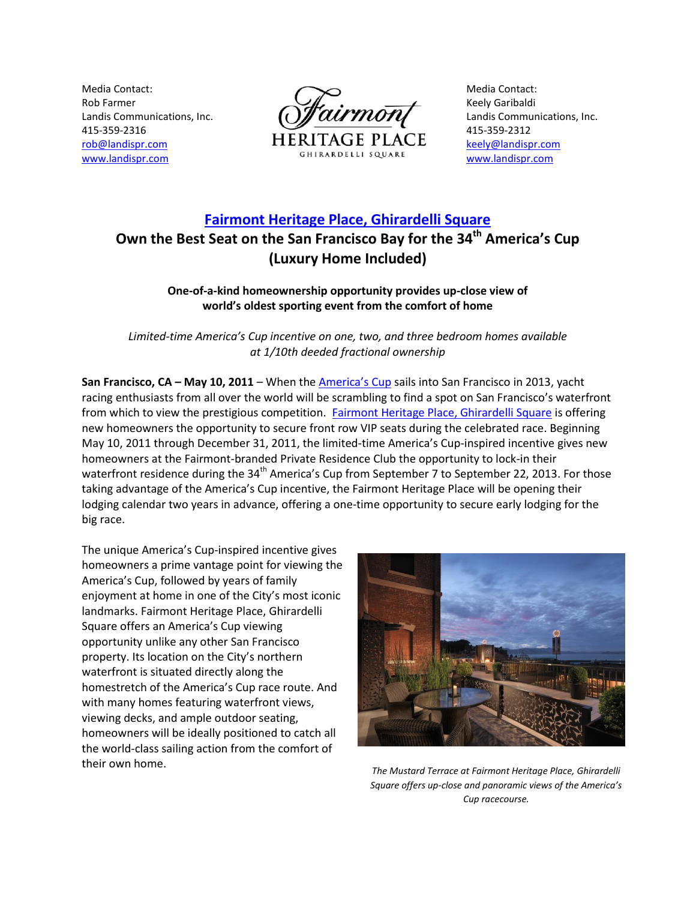Media Contact:
Rob Farmer
Landis Communications, Inc.
415-359-2316
rob@landispr.com
www.landispr.com

Fairmont
HERITAGE PLACE
GHIRARDELLI SQUARE

Media Contact:
Keely Garibaldi
Landis Communications, Inc.
415-359-2312
keely@landispr.com
www.landispr.com

# Fairmont Heritage Place, Ghirardelli Square

## Own the Best Seat on the San Francisco Bay for the 34th America's Cup (Luxury Home Included)

**One-of-a-kind homeownership opportunity provides up-close view of world's oldest sporting event from the comfort of home**

*Limited-time America's Cup incentive on one, two, and three bedroom homes available at 1/10th deeded fractional ownership*

**San Francisco, CA – May 10, 2011** – When the America's Cup sails into San Francisco in 2013, yacht racing enthusiasts from all over the world will be scrambling to find a spot on San Francisco's waterfront from which to view the prestigious competition. Fairmont Heritage Place, Ghirardelli Square is offering new homeowners the opportunity to secure front row VIP seats during the celebrated race. Beginning May 10, 2011 through December 31, 2011, the limited-time America's Cup-inspired incentive gives new homeowners at the Fairmont-branded Private Residence Club the opportunity to lock-in their waterfront residence during the 34th America's Cup from September 7 to September 22, 2013. For those taking advantage of the America's Cup incentive, the Fairmont Heritage Place will be opening their lodging calendar two years in advance, offering a one-time opportunity to secure early lodging for the big race.

The unique America's Cup-inspired incentive gives homeowners a prime vantage point for viewing the America's Cup, followed by years of family enjoyment at home in one of the City's most iconic landmarks. Fairmont Heritage Place, Ghirardelli Square offers an America's Cup viewing opportunity unlike any other San Francisco property. Its location on the City's northern waterfront is situated directly along the homestretch of the America's Cup race route. And with many homes featuring waterfront views, viewing decks, and ample outdoor seating, homeowners will be ideally positioned to catch all the world-class sailing action from the comfort of their own home.

*The Mustard Terrace at Fairmont Heritage Place, Ghirardelli Square offers up-close and panoramic views of the America's Cup racecourse.*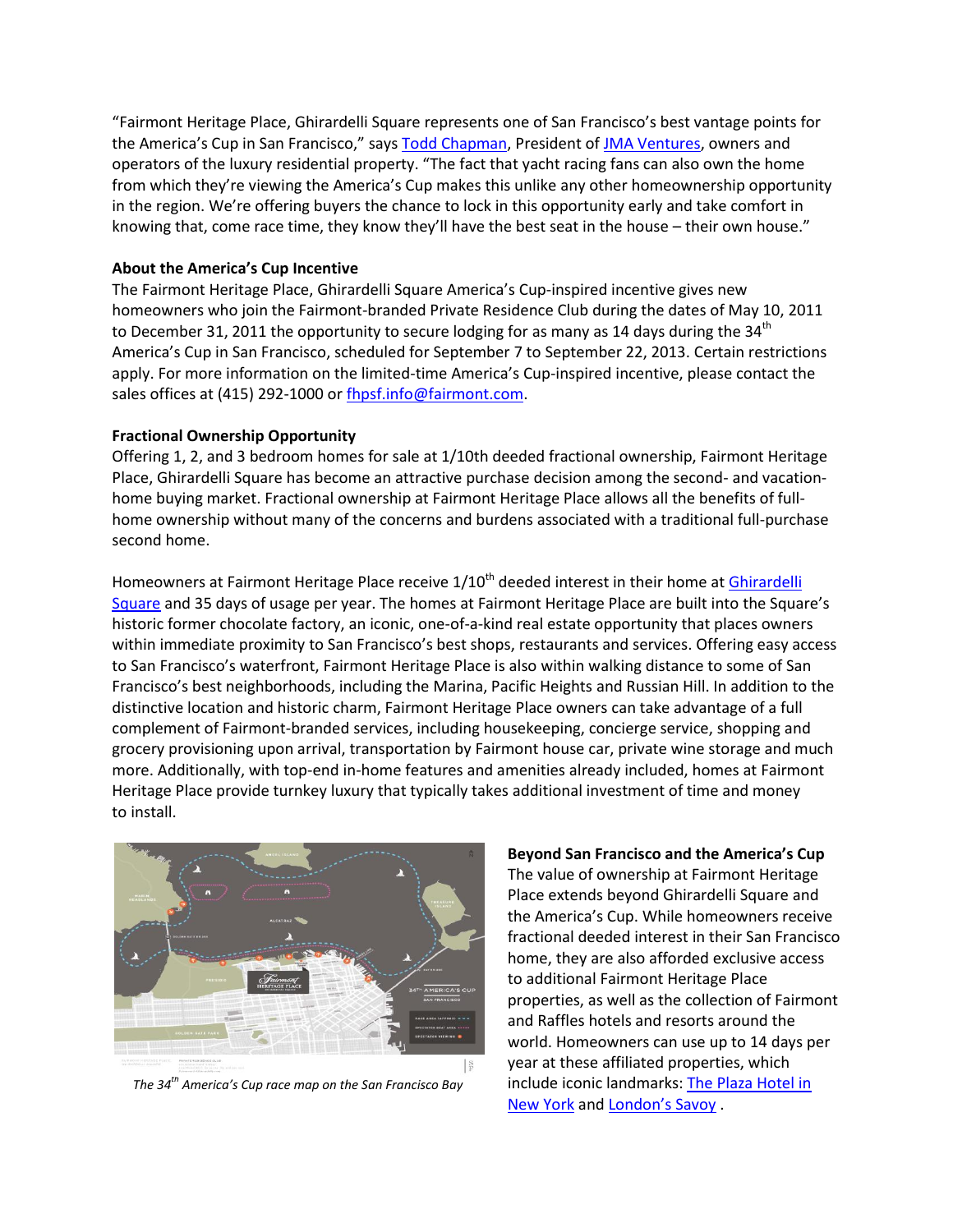"Fairmont Heritage Place, Ghirardelli Square represents one of San Francisco's best vantage points for the America's Cup in San Francisco," says Todd Chapman, President of JMA Ventures, owners and operators of the luxury residential property. "The fact that yacht racing fans can also own the home from which they're viewing the America's Cup makes this unlike any other homeownership opportunity in the region. We're offering buyers the chance to lock in this opportunity early and take comfort in knowing that, come race time, they know they'll have the best seat in the house – their own house."

**About the America's Cup Incentive**

The Fairmont Heritage Place, Ghirardelli Square America's Cup-inspired incentive gives new homeowners who join the Fairmont-branded Private Residence Club during the dates of May 10, 2011 to December 31, 2011 the opportunity to secure lodging for as many as 14 days during the 34th America's Cup in San Francisco, scheduled for September 7 to September 22, 2013. Certain restrictions apply. For more information on the limited-time America's Cup-inspired incentive, please contact the sales offices at (415) 292-1000 or fhpsf.info@fairmont.com.

**Fractional Ownership Opportunity**

Offering 1, 2, and 3 bedroom homes for sale at 1/10th deeded fractional ownership, Fairmont Heritage Place, Ghirardelli Square has become an attractive purchase decision among the second- and vacation-home buying market. Fractional ownership at Fairmont Heritage Place allows all the benefits of full-home ownership without many of the concerns and burdens associated with a traditional full-purchase second home.

Homeowners at Fairmont Heritage Place receive 1/10th deeded interest in their home at Ghirardelli Square and 35 days of usage per year. The homes at Fairmont Heritage Place are built into the Square's historic former chocolate factory, an iconic, one-of-a-kind real estate opportunity that places owners within immediate proximity to San Francisco's best shops, restaurants and services. Offering easy access to San Francisco's waterfront, Fairmont Heritage Place is also within walking distance to some of San Francisco's best neighborhoods, including the Marina, Pacific Heights and Russian Hill. In addition to the distinctive location and historic charm, Fairmont Heritage Place owners can take advantage of a full complement of Fairmont-branded services, including housekeeping, concierge service, shopping and grocery provisioning upon arrival, transportation by Fairmont house car, private wine storage and much more. Additionally, with top-end in-home features and amenities already included, homes at Fairmont Heritage Place provide turnkey luxury that typically takes additional investment of time and money to install.

*The 34th America's Cup race map on the San Francisco Bay*

**Beyond San Francisco and the America's Cup**

The value of ownership at Fairmont Heritage Place extends beyond Ghirardelli Square and the America's Cup. While homeowners receive fractional deeded interest in their San Francisco home, they are also afforded exclusive access to additional Fairmont Heritage Place properties, as well as the collection of Fairmont and Raffles hotels and resorts around the world. Homeowners can use up to 14 days per year at these affiliated properties, which include iconic landmarks: The Plaza Hotel in New York and London's Savoy .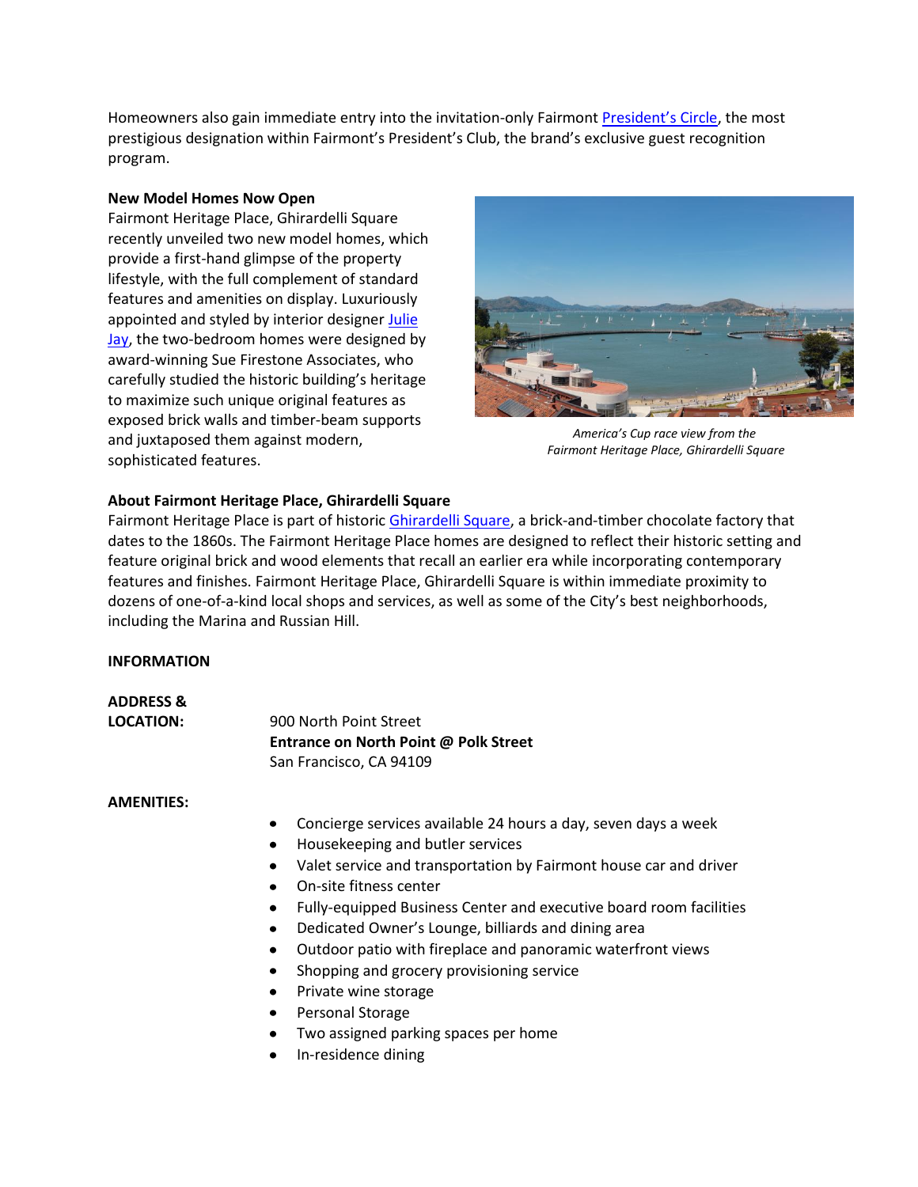Homeowners also gain immediate entry into the invitation-only Fairmont President's Circle, the most prestigious designation within Fairmont's President's Club, the brand's exclusive guest recognition program.

**New Model Homes Now Open**
Fairmont Heritage Place, Ghirardelli Square recently unveiled two new model homes, which provide a first-hand glimpse of the property lifestyle, with the full complement of standard features and amenities on display. Luxuriously appointed and styled by interior designer Julie Jay, the two-bedroom homes were designed by award-winning Sue Firestone Associates, who carefully studied the historic building's heritage to maximize such unique original features as exposed brick walls and timber-beam supports and juxtaposed them against modern, sophisticated features.

*America's Cup race view from the Fairmont Heritage Place, Ghirardelli Square*

**About Fairmont Heritage Place, Ghirardelli Square**
Fairmont Heritage Place is part of historic Ghirardelli Square, a brick-and-timber chocolate factory that dates to the 1860s. The Fairmont Heritage Place homes are designed to reflect their historic setting and feature original brick and wood elements that recall an earlier era while incorporating contemporary features and finishes. Fairmont Heritage Place, Ghirardelli Square is within immediate proximity to dozens of one-of-a-kind local shops and services, as well as some of the City's best neighborhoods, including the Marina and Russian Hill.

**INFORMATION**

**ADDRESS & LOCATION:**
900 North Point Street
**Entrance on North Point @ Polk Street**
San Francisco, CA 94109

**AMENITIES:**

- Concierge services available 24 hours a day, seven days a week
- Housekeeping and butler services
- Valet service and transportation by Fairmont house car and driver
- On-site fitness center
- Fully-equipped Business Center and executive board room facilities
- Dedicated Owner's Lounge, billiards and dining area
- Outdoor patio with fireplace and panoramic waterfront views
- Shopping and grocery provisioning service
- Private wine storage
- Personal Storage
- Two assigned parking spaces per home
- In-residence dining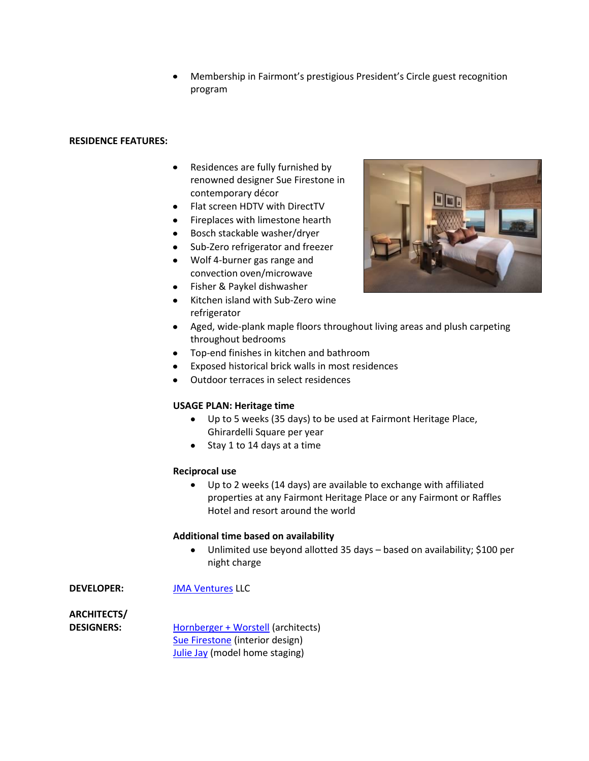- Membership in Fairmont's prestigious President's Circle guest recognition program

**RESIDENCE FEATURES:**

- Residences are fully furnished by renowned designer Sue Firestone in contemporary décor
- Flat screen HDTV with DirectTV
- Fireplaces with limestone hearth
- Bosch stackable washer/dryer
- Sub-Zero refrigerator and freezer
- Wolf 4-burner gas range and convection oven/microwave
- Fisher & Paykel dishwasher
- Kitchen island with Sub-Zero wine refrigerator
- Aged, wide-plank maple floors throughout living areas and plush carpeting throughout bedrooms
- Top-end finishes in kitchen and bathroom
- Exposed historical brick walls in most residences
- Outdoor terraces in select residences

**USAGE PLAN: Heritage time**

- Up to 5 weeks (35 days) to be used at Fairmont Heritage Place, Ghirardelli Square per year
- Stay 1 to 14 days at a time

**Reciprocal use**

- Up to 2 weeks (14 days) are available to exchange with affiliated properties at any Fairmont Heritage Place or any Fairmont or Raffles Hotel and resort around the world

**Additional time based on availability**

- Unlimited use beyond allotted 35 days – based on availability; $100 per night charge

**DEVELOPER:** JMA Ventures LLC

**ARCHITECTS/ DESIGNERS:**

Hornberger + Worstell (architects)
Sue Firestone (interior design)
Julie Jay (model home staging)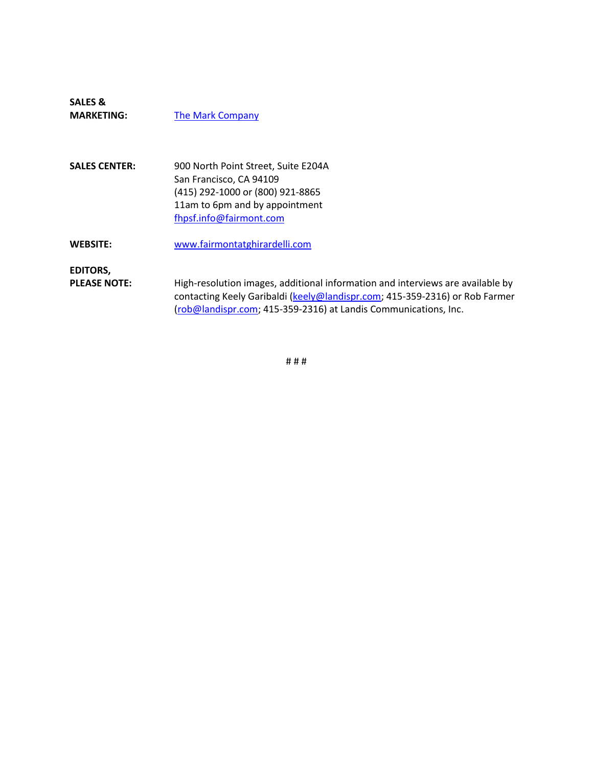**SALES & MARKETING:** The Mark Company

**SALES CENTER:** 900 North Point Street, Suite E204A
San Francisco, CA 94109
(415) 292-1000 or (800) 921-8865
11am to 6pm and by appointment
fhpsf.info@fairmont.com

**WEBSITE:** www.fairmontatghirardelli.com

**EDITORS, PLEASE NOTE:** High-resolution images, additional information and interviews are available by contacting Keely Garibaldi (keely@landispr.com; 415-359-2316) or Rob Farmer (rob@landispr.com; 415-359-2316) at Landis Communications, Inc.

# # #